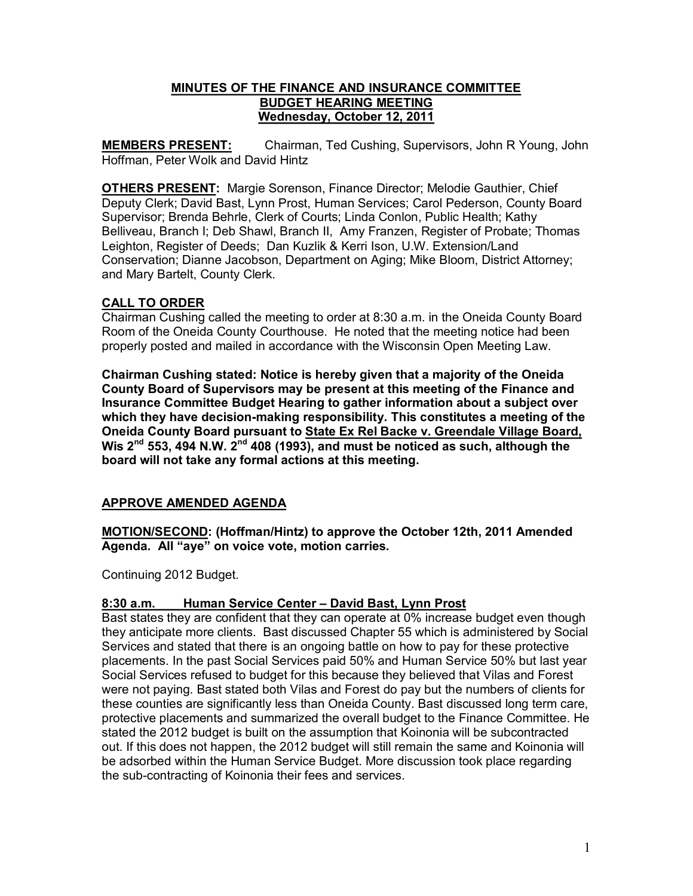# MINUTES OF THE FINANCE AND INSURANCE COMMITTEE BUDGET HEARING MEETING Wednesday, October 12, 2011

**MEMBERS PRESENT:** Chairman, Ted Cushing, Supervisors, John R Young, John Hoffman, Peter Wolk and David Hintz

**OTHERS PRESENT:** Margie Sorenson, Finance Director; Melodie Gauthier, Chief Deputy Clerk; David Bast, Lynn Prost, Human Services; Carol Pederson, County Board Supervisor; Brenda Behrle, Clerk of Courts; Linda Conlon, Public Health; Kathy Belliveau, Branch I; Deb Shawl, Branch II, Amy Franzen, Register of Probate; Thomas Leighton, Register of Deeds; Dan Kuzlik & Kerri Ison, U.W. Extension/Land Conservation; Dianne Jacobson, Department on Aging; Mike Bloom, District Attorney; and Mary Bartelt, County Clerk.

## CALL TO ORDER

Chairman Cushing called the meeting to order at 8:30 a.m. in the Oneida County Board Room of the Oneida County Courthouse. He noted that the meeting notice had been properly posted and mailed in accordance with the Wisconsin Open Meeting Law.

**Chairman Cushing stated: Notice is hereby given that a majority of the Oneida County Board of Supervisors may be present at this meeting of the Finance and Insurance Committee Budget Hearing to gather information about a subject over which they have decision-making responsibility. This constitutes a meeting of the Oneida County Board pursuant to State Ex Rel Backe v. Greendale Village Board, Wis 2nd 553, 494 N.W. 2nd 408 (1993), and must be noticed as such, although the board will not take any formal actions at this meeting.**

## APPROVE AMENDED AGENDA

**MOTION/SECOND: (Hoffman/Hintz) to approve the October 12th, 2011 Amended Agenda. All "aye" on voice vote, motion carries.**

Continuing 2012 Budget.

### 8:30 a.m. Human Service Center – David Bast, Lynn Prost

Bast states they are confident that they can operate at 0% increase budget even though they anticipate more clients. Bast discussed Chapter 55 which is administered by Social Services and stated that there is an ongoing battle on how to pay for these protective placements. In the past Social Services paid 50% and Human Service 50% but last year Social Services refused to budget for this because they believed that Vilas and Forest were not paying. Bast stated both Vilas and Forest do pay but the numbers of clients for these counties are significantly less than Oneida County. Bast discussed long term care, protective placements and summarized the overall budget to the Finance Committee. He stated the 2012 budget is built on the assumption that Koinonia will be subcontracted out. If this does not happen, the 2012 budget will still remain the same and Koinonia will be adsorbed within the Human Service Budget. More discussion took place regarding the sub-contracting of Koinonia their fees and services.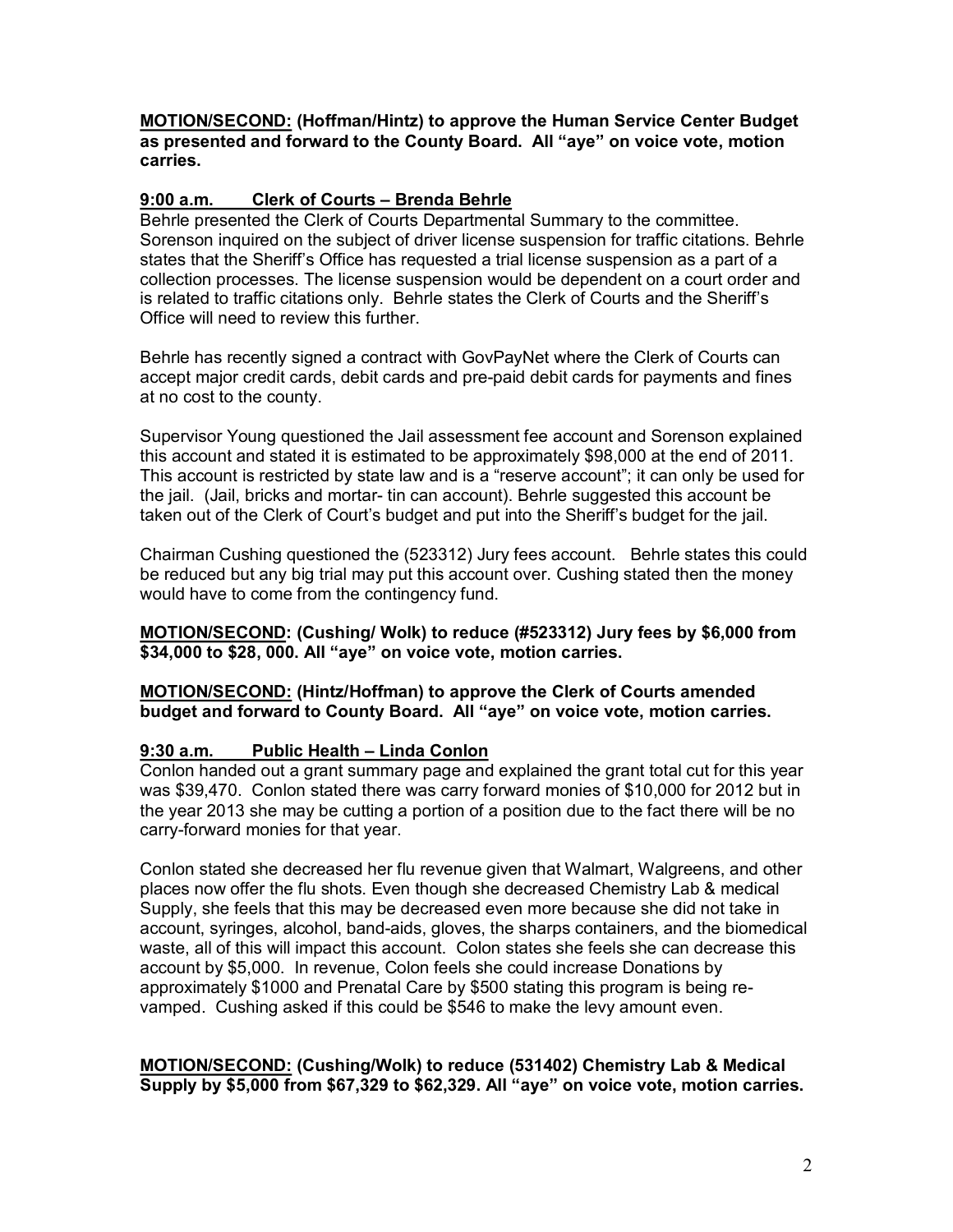**MOTION/SECOND: (Hoffman/Hintz) to approve the Human Service Center Budget as presented and forward to the County Board. All "aye" on voice vote, motion carries.**

**9:00 a.m. Clerk of Courts – Brenda Behrle**

Behrle presented the Clerk of Courts Departmental Summary to the committee. Sorenson inquired on the subject of driver license suspension for traffic citations. Behrle states that the Sheriff's Office has requested a trial license suspension as a part of a collection processes. The license suspension would be dependent on a court order and is related to traffic citations only. Behrle states the Clerk of Courts and the Sheriff's Office will need to review this further.

Behrle has recently signed a contract with GovPayNet where the Clerk of Courts can accept major credit cards, debit cards and pre-paid debit cards for payments and fines at no cost to the county.

Supervisor Young questioned the Jail assessment fee account and Sorenson explained this account and stated it is estimated to be approximately $98,000 at the end of 2011. This account is restricted by state law and is a "reserve account"; it can only be used for the jail. (Jail, bricks and mortar- tin can account). Behrle suggested this account be taken out of the Clerk of Court's budget and put into the Sheriff's budget for the jail.

Chairman Cushing questioned the (523312) Jury fees account. Behrle states this could be reduced but any big trial may put this account over. Cushing stated then the money would have to come from the contingency fund.

**MOTION/SECOND: (Cushing/ Wolk) to reduce (#523312) Jury fees by $6,000 from $34,000 to $28, 000. All "aye" on voice vote, motion carries.**

**MOTION/SECOND: (Hintz/Hoffman) to approve the Clerk of Courts amended budget and forward to County Board. All "aye" on voice vote, motion carries.**

**9:30 a.m. Public Health – Linda Conlon**

Conlon handed out a grant summary page and explained the grant total cut for this year was $39,470. Conlon stated there was carry forward monies of $10,000 for 2012 but in the year 2013 she may be cutting a portion of a position due to the fact there will be no carry-forward monies for that year.

Conlon stated she decreased her flu revenue given that Walmart, Walgreens, and other places now offer the flu shots. Even though she decreased Chemistry Lab & medical Supply, she feels that this may be decreased even more because she did not take in account, syringes, alcohol, band-aids, gloves, the sharps containers, and the biomedical waste, all of this will impact this account. Colon states she feels she can decrease this account by $5,000. In revenue, Colon feels she could increase Donations by approximately $1000 and Prenatal Care by $500 stating this program is being re-vamped. Cushing asked if this could be $546 to make the levy amount even.

**MOTION/SECOND: (Cushing/Wolk) to reduce (531402) Chemistry Lab & Medical Supply by $5,000 from $67,329 to $62,329. All "aye" on voice vote, motion carries.**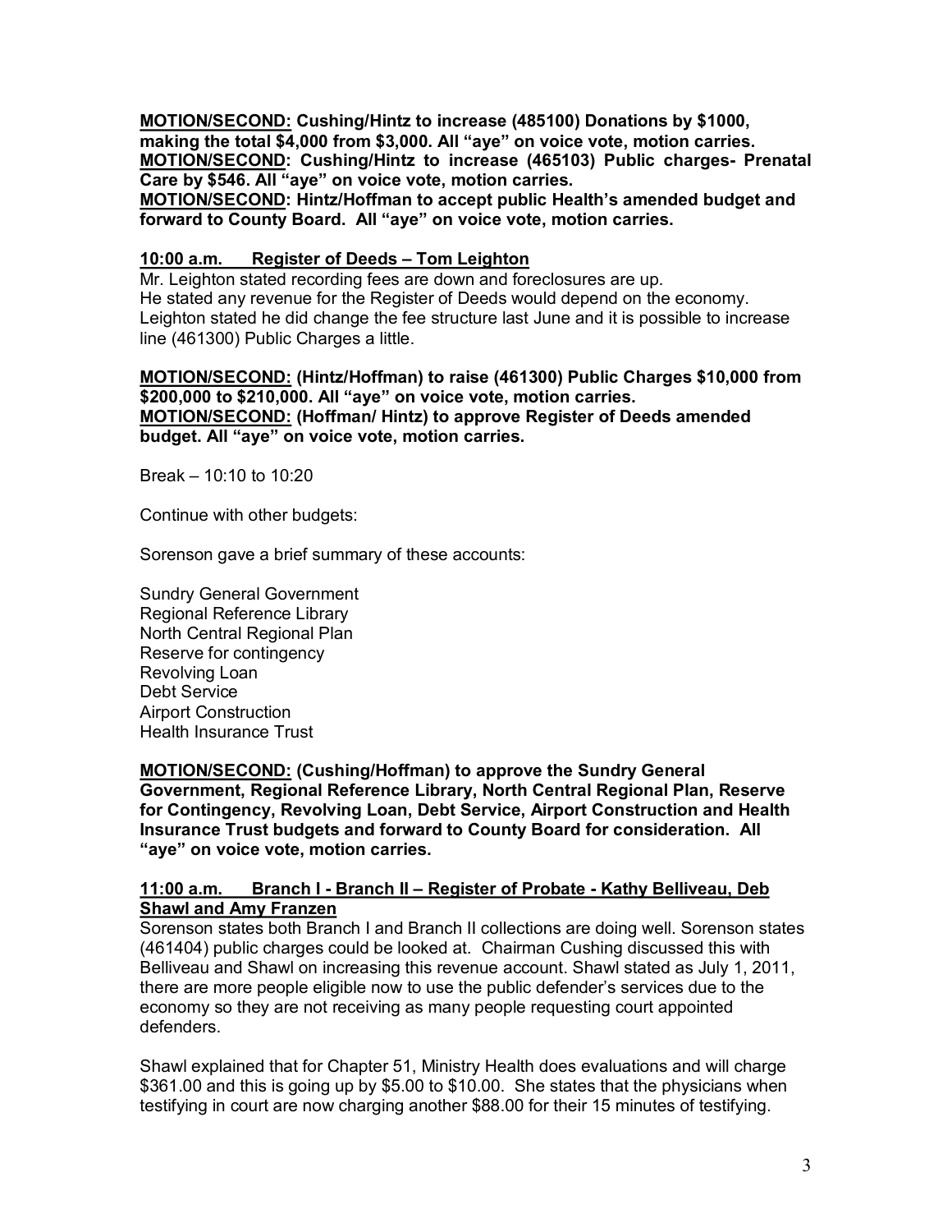**<u>MOTION/SECOND:</u> Cushing/Hintz to increase (485100) Donations by $1000, making the total $4,000 from $3,000. All "aye" on voice vote, motion carries.**
**<u>MOTION/SECOND</u>: Cushing/Hintz to increase (465103) Public charges- Prenatal Care by $546. All "aye" on voice vote, motion carries.**
**<u>MOTION/SECOND</u>: Hintz/Hoffman to accept public Health's amended budget and forward to County Board. All "aye" on voice vote, motion carries.**

**<u>10:00 a.m. Register of Deeds – Tom Leighton</u>**

Mr. Leighton stated recording fees are down and foreclosures are up.
He stated any revenue for the Register of Deeds would depend on the economy.
Leighton stated he did change the fee structure last June and it is possible to increase line (461300) Public Charges a little.

**<u>MOTION/SECOND:</u> (Hintz/Hoffman) to raise (461300) Public Charges $10,000 from $200,000 to $210,000. All "aye" on voice vote, motion carries.**
**<u>MOTION/SECOND:</u> (Hoffman/ Hintz) to approve Register of Deeds amended budget. All "aye" on voice vote, motion carries.**

Break – 10:10 to 10:20

Continue with other budgets:

Sorenson gave a brief summary of these accounts:

Sundry General Government
Regional Reference Library
North Central Regional Plan
Reserve for contingency
Revolving Loan
Debt Service
Airport Construction
Health Insurance Trust

**<u>MOTION/SECOND:</u> (Cushing/Hoffman) to approve the Sundry General Government, Regional Reference Library, North Central Regional Plan, Reserve for Contingency, Revolving Loan, Debt Service, Airport Construction and Health Insurance Trust budgets and forward to County Board for consideration. All "aye" on voice vote, motion carries.**

**<u>11:00 a.m. Branch I - Branch II – Register of Probate - Kathy Belliveau, Deb Shawl and Amy Franzen</u>**

Sorenson states both Branch I and Branch II collections are doing well. Sorenson states (461404) public charges could be looked at. Chairman Cushing discussed this with Belliveau and Shawl on increasing this revenue account. Shawl stated as July 1, 2011, there are more people eligible now to use the public defender's services due to the economy so they are not receiving as many people requesting court appointed defenders.

Shawl explained that for Chapter 51, Ministry Health does evaluations and will charge $361.00 and this is going up by $5.00 to $10.00. She states that the physicians when testifying in court are now charging another $88.00 for their 15 minutes of testifying.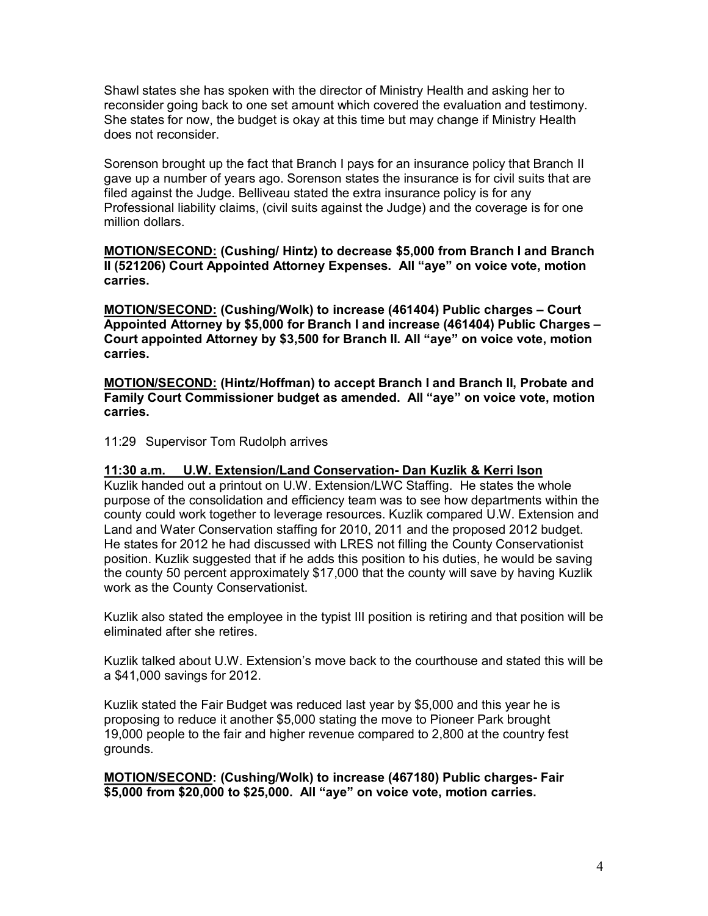Shawl states she has spoken with the director of Ministry Health and asking her to reconsider going back to one set amount which covered the evaluation and testimony. She states for now, the budget is okay at this time but may change if Ministry Health does not reconsider.

Sorenson brought up the fact that Branch I pays for an insurance policy that Branch II gave up a number of years ago. Sorenson states the insurance is for civil suits that are filed against the Judge. Belliveau stated the extra insurance policy is for any Professional liability claims, (civil suits against the Judge) and the coverage is for one million dollars.

**<u>MOTION/SECOND:</u> (Cushing/ Hintz) to decrease $5,000 from Branch I and Branch II (521206) Court Appointed Attorney Expenses. All "aye" on voice vote, motion carries.**

**<u>MOTION/SECOND:</u> (Cushing/Wolk) to increase (461404) Public charges – Court Appointed Attorney by $5,000 for Branch I and increase (461404) Public Charges – Court appointed Attorney by $3,500 for Branch II. All "aye" on voice vote, motion carries.**

**<u>MOTION/SECOND:</u> (Hintz/Hoffman) to accept Branch I and Branch II, Probate and Family Court Commissioner budget as amended. All "aye" on voice vote, motion carries.**

11:29 Supervisor Tom Rudolph arrives

**<u>11:30 a.m. U.W. Extension/Land Conservation- Dan Kuzlik & Kerri Ison</u>**

Kuzlik handed out a printout on U.W. Extension/LWC Staffing. He states the whole purpose of the consolidation and efficiency team was to see how departments within the county could work together to leverage resources. Kuzlik compared U.W. Extension and Land and Water Conservation staffing for 2010, 2011 and the proposed 2012 budget. He states for 2012 he had discussed with LRES not filling the County Conservationist position. Kuzlik suggested that if he adds this position to his duties, he would be saving the county 50 percent approximately $17,000 that the county will save by having Kuzlik work as the County Conservationist.

Kuzlik also stated the employee in the typist III position is retiring and that position will be eliminated after she retires.

Kuzlik talked about U.W. Extension's move back to the courthouse and stated this will be a $41,000 savings for 2012.

Kuzlik stated the Fair Budget was reduced last year by $5,000 and this year he is proposing to reduce it another $5,000 stating the move to Pioneer Park brought 19,000 people to the fair and higher revenue compared to 2,800 at the country fest grounds.

**<u>MOTION/SECOND</u>: (Cushing/Wolk) to increase (467180) Public charges- Fair $5,000 from $20,000 to $25,000. All "aye" on voice vote, motion carries.**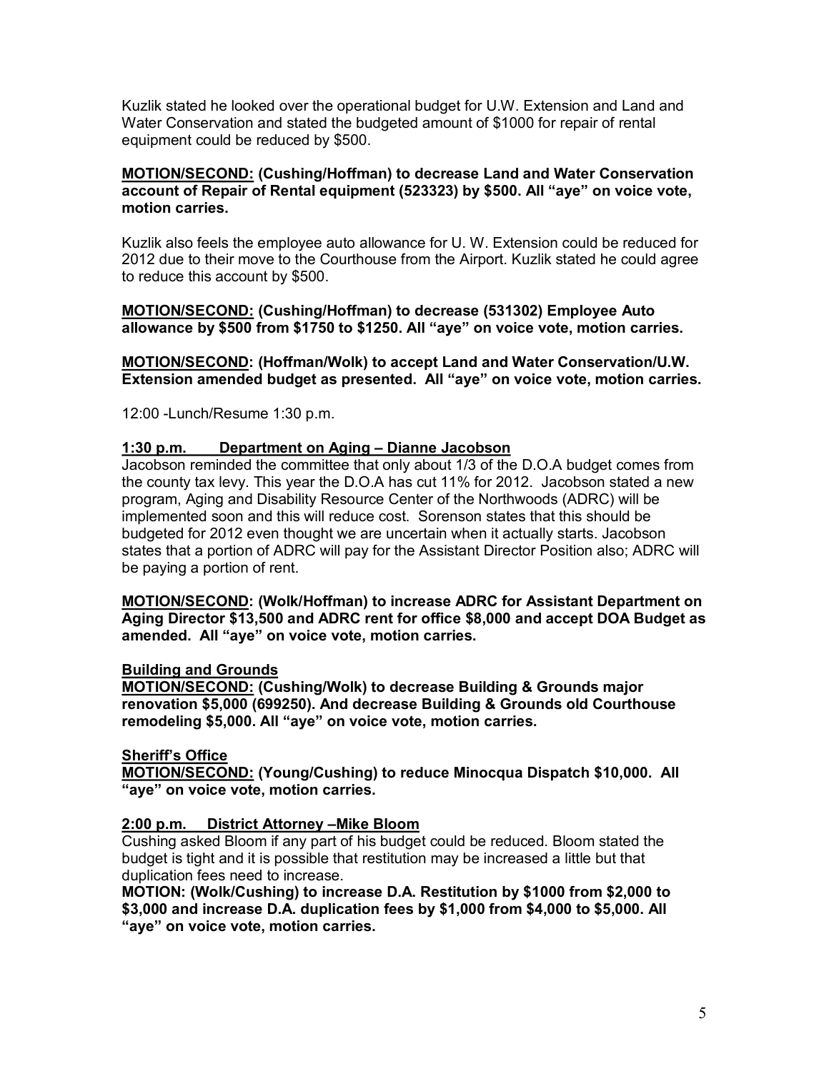Kuzlik stated he looked over the operational budget for U.W. Extension and Land and Water Conservation and stated the budgeted amount of $1000 for repair of rental equipment could be reduced by $500.

**MOTION/SECOND: (Cushing/Hoffman) to decrease Land and Water Conservation account of Repair of Rental equipment (523323) by $500. All "aye" on voice vote, motion carries.**

Kuzlik also feels the employee auto allowance for U. W. Extension could be reduced for 2012 due to their move to the Courthouse from the Airport. Kuzlik stated he could agree to reduce this account by $500.

**MOTION/SECOND: (Cushing/Hoffman) to decrease (531302) Employee Auto allowance by $500 from $1750 to $1250. All "aye" on voice vote, motion carries.**

**MOTION/SECOND: (Hoffman/Wolk) to accept Land and Water Conservation/U.W. Extension amended budget as presented. All "aye" on voice vote, motion carries.**

12:00 -Lunch/Resume 1:30 p.m.

**1:30 p.m. Department on Aging – Dianne Jacobson**

Jacobson reminded the committee that only about 1/3 of the D.O.A budget comes from the county tax levy. This year the D.O.A has cut 11% for 2012. Jacobson stated a new program, Aging and Disability Resource Center of the Northwoods (ADRC) will be implemented soon and this will reduce cost. Sorenson states that this should be budgeted for 2012 even thought we are uncertain when it actually starts. Jacobson states that a portion of ADRC will pay for the Assistant Director Position also; ADRC will be paying a portion of rent.

**MOTION/SECOND: (Wolk/Hoffman) to increase ADRC for Assistant Department on Aging Director $13,500 and ADRC rent for office $8,000 and accept DOA Budget as amended. All "aye" on voice vote, motion carries.**

**Building and Grounds**

**MOTION/SECOND: (Cushing/Wolk) to decrease Building & Grounds major renovation $5,000 (699250). And decrease Building & Grounds old Courthouse remodeling $5,000. All "aye" on voice vote, motion carries.**

**Sheriff's Office**

**MOTION/SECOND: (Young/Cushing) to reduce Minocqua Dispatch $10,000. All "aye" on voice vote, motion carries.**

**2:00 p.m. District Attorney –Mike Bloom**

Cushing asked Bloom if any part of his budget could be reduced. Bloom stated the budget is tight and it is possible that restitution may be increased a little but that duplication fees need to increase.

**MOTION: (Wolk/Cushing) to increase D.A. Restitution by $1000 from $2,000 to $3,000 and increase D.A. duplication fees by $1,000 from $4,000 to $5,000. All "aye" on voice vote, motion carries.**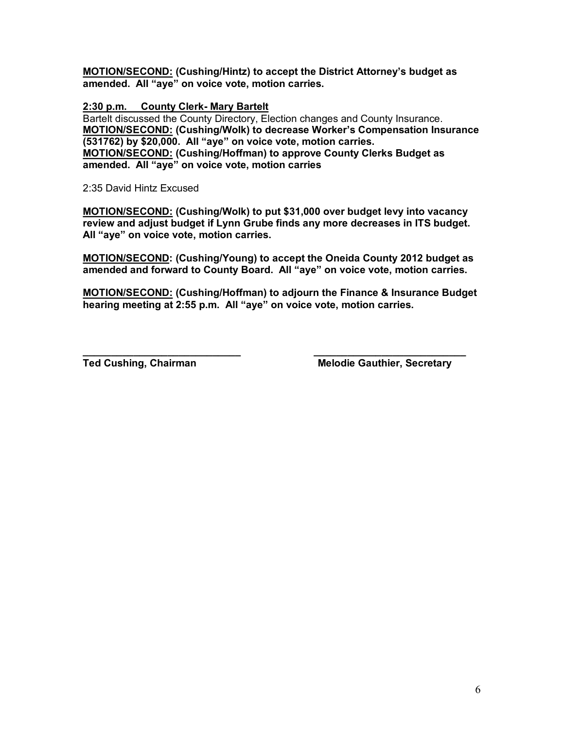**MOTION/SECOND: (Cushing/Hintz) to accept the District Attorney's budget as amended. All "aye" on voice vote, motion carries.**

**2:30 p.m. County Clerk- Mary Bartelt**

Bartelt discussed the County Directory, Election changes and County Insurance.

**MOTION/SECOND: (Cushing/Wolk) to decrease Worker's Compensation Insurance (531762) by $20,000. All "aye" on voice vote, motion carries.**

**MOTION/SECOND: (Cushing/Hoffman) to approve County Clerks Budget as amended. All "aye" on voice vote, motion carries**

2:35 David Hintz Excused

**MOTION/SECOND: (Cushing/Wolk) to put $31,000 over budget levy into vacancy review and adjust budget if Lynn Grube finds any more decreases in ITS budget. All "aye" on voice vote, motion carries.**

**MOTION/SECOND: (Cushing/Young) to accept the Oneida County 2012 budget as amended and forward to County Board. All "aye" on voice vote, motion carries.**

**MOTION/SECOND: (Cushing/Hoffman) to adjourn the Finance & Insurance Budget hearing meeting at 2:55 p.m. All "aye" on voice vote, motion carries.**

\_\_\_\_\_\_\_\_\_\_\_\_\_\_\_\_\_\_\_\_\_\_\_\_\_\_\_\_
**Ted Cushing, Chairman**

\_\_\_\_\_\_\_\_\_\_\_\_\_\_\_\_\_\_\_\_\_\_\_\_\_\_\_\_
**Melodie Gauthier, Secretary**